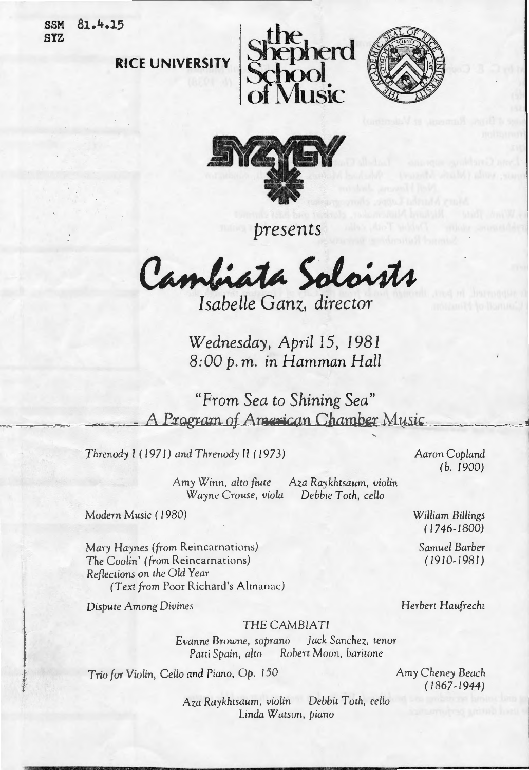SSM 81.4.15
SYZ

RICE UNIVERSITY | the Shepherd School of Music

SYZYGY

*presents*

# Cambiata Soloists

*Isabelle Ganz, director*

*Wednesday, April 15, 1981*
*8:00 p.m. in Hamman Hall*

## *"From Sea to Shining Sea"*
## *A Program of American Chamber Music*

*Threnody I (1971) and Threnody II (1973)* — *Aaron Copland (b. 1900)*

*Amy Winn, alto flute* — *Aza Raykhtsaum, violin*
*Wayne Crouse, viola* — *Debbie Toth, cello*

*Modern Music (1980)* — *William Billings (1746-1800)*

*Mary Haynes (from Reincarnations)*
*The Coolin' (from Reincarnations)* — *Samuel Barber (1910-1981)*
*Reflections on the Old Year*
*(Text from Poor Richard's Almanac)*

*Dispute Among Divines* — *Herbert Haufrecht*

THE CAMBIATI

*Evanne Browne, soprano* — *Jack Sanchez, tenor*
*Patti Spain, alto* — *Robert Moon, baritone*

*Trio for Violin, Cello and Piano, Op. 150* — *Amy Cheney Beach (1867-1944)*

*Aza Raykhtsaum, violin* — *Debbit Toth, cello*
*Linda Watson, piano*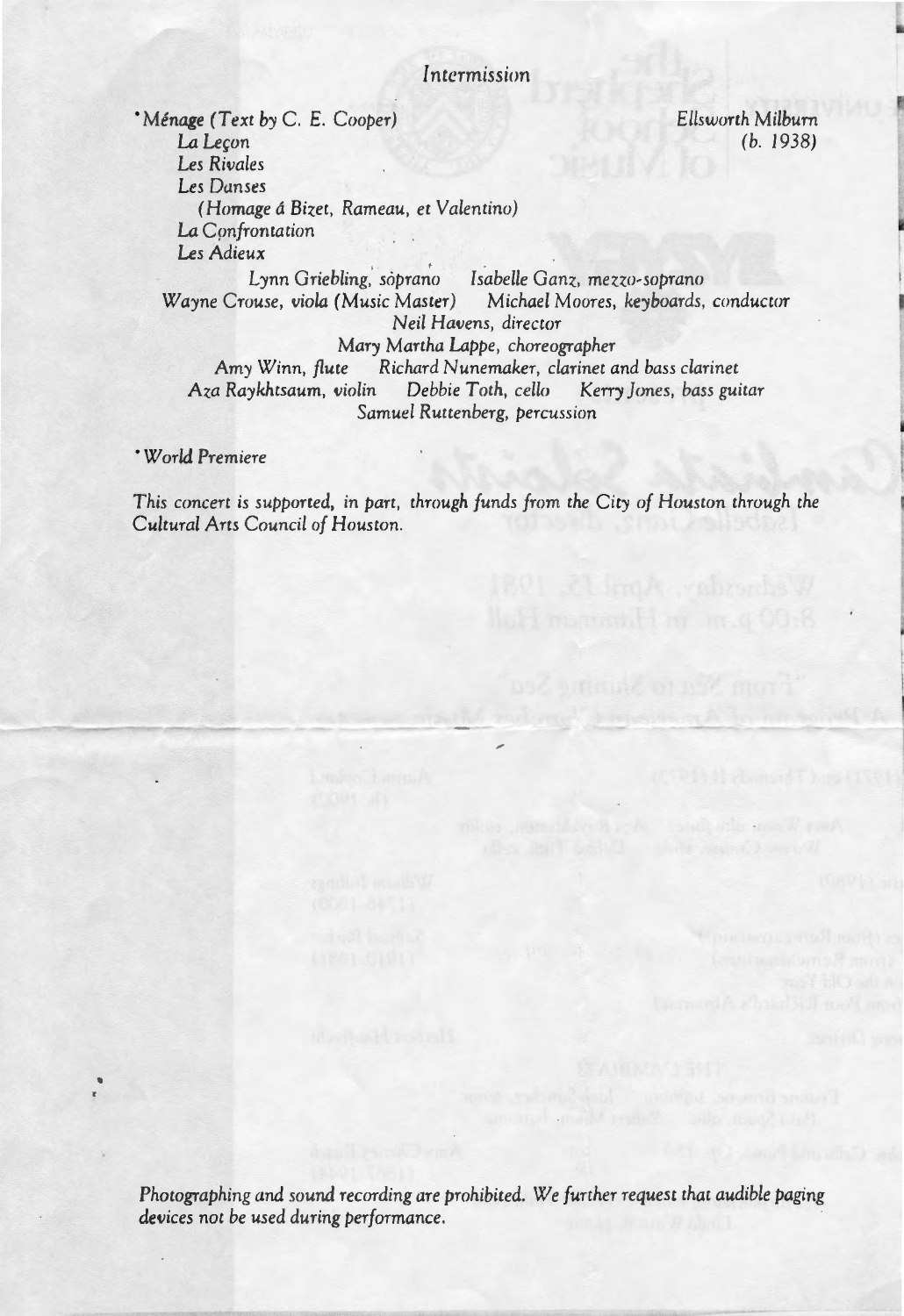*Intermission*

\**Ménage (Text by C. E. Cooper)* — *Ellsworth Milburn (b. 1938)*

*La Leçon*
*Les Rivales*
*Les Danses*
*(Homage á Bizet, Rameau, et Valentino)*
*La Confrontation*
*Les Adieux*

*Lynn Griebling, soprano* *Isabelle Ganz, mezzo-soprano*
*Wayne Crouse, viola (Music Master)* *Michael Moores, keyboards, conductor*
*Neil Havens, director*
*Mary Martha Lappe, choreographer*
*Amy Winn, flute* *Richard Nunemaker, clarinet and bass clarinet*
*Aza Raykhtsaum, violin* *Debbie Toth, cello* *Kerry Jones, bass guitar*
*Samuel Ruttenberg, percussion*

\**World Premiere*

*This concert is supported, in part, through funds from the City of Houston through the Cultural Arts Council of Houston.*

*Photographing and sound recording are prohibited. We further request that audible paging devices not be used during performance.*